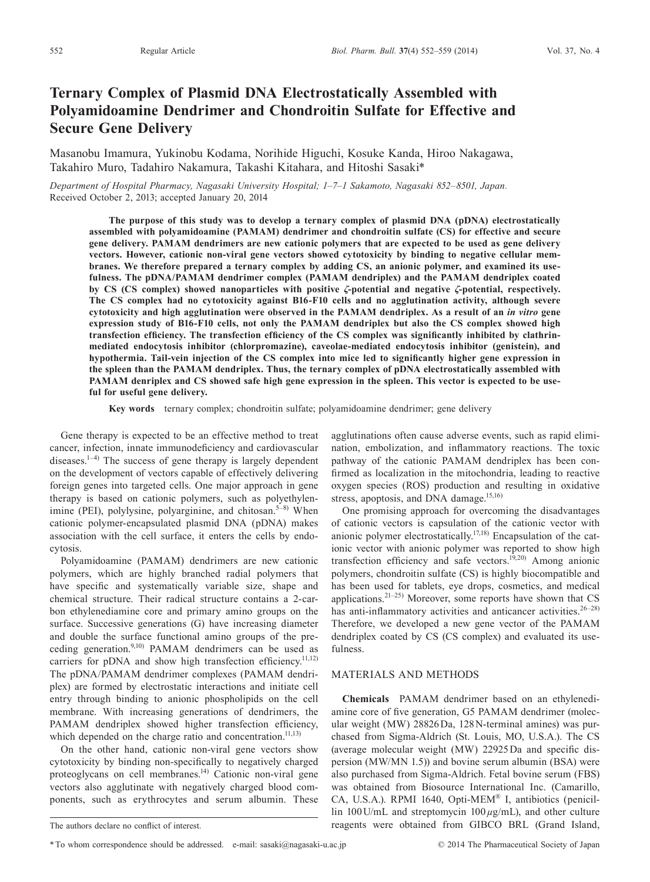Regular Article

# Ternary Complex of Plasmid DNA Electrostatically Assembled with Polyamidoamine Dendrimer and Chondroitin Sulfate for Effective and Secure Gene Delivery

Masanobu Imamura, Yukinobu Kodama, Norihide Higuchi, Kosuke Kanda, Hiroo Nakagawa, Takahiro Muro, Tadahiro Nakamura, Takashi Kitahara, and Hitoshi Sasaki*

*Department of Hospital Pharmacy, Nagasaki University Hospital; 1–7–1 Sakamoto, Nagasaki 852–8501, Japan.*
Received October 2, 2013; accepted January 20, 2014

**The purpose of this study was to develop a ternary complex of plasmid DNA (pDNA) electrostatically assembled with polyamidoamine (PAMAM) dendrimer and chondroitin sulfate (CS) for effective and secure gene delivery. PAMAM dendrimers are new cationic polymers that are expected to be used as gene delivery vectors. However, cationic non-viral gene vectors showed cytotoxicity by binding to negative cellular membranes. We therefore prepared a ternary complex by adding CS, an anionic polymer, and examined its usefulness. The pDNA/PAMAM dendrimer complex (PAMAM dendriplex) and the PAMAM dendriplex coated by CS (CS complex) showed nanoparticles with positive *ζ*-potential and negative *ζ*-potential, respectively. The CS complex had no cytotoxicity against B16-F10 cells and no agglutination activity, although severe cytotoxicity and high agglutination were observed in the PAMAM dendriplex. As a result of an *in vitro* gene expression study of B16-F10 cells, not only the PAMAM dendriplex but also the CS complex showed high transfection efficiency. The transfection efficiency of the CS complex was significantly inhibited by clathrin-mediated endocytosis inhibitor (chlorpromazine), caveolae-mediated endocytosis inhibitor (genistein), and hypothermia. Tail-vein injection of the CS complex into mice led to significantly higher gene expression in the spleen than the PAMAM dendriplex. Thus, the ternary complex of pDNA electrostatically assembled with PAMAM denriplex and CS showed safe high gene expression in the spleen. This vector is expected to be useful for useful gene delivery.**

**Key words** ternary complex; chondroitin sulfate; polyamidoamine dendrimer; gene delivery

Gene therapy is expected to be an effective method to treat cancer, infection, innate immunodeficiency and cardiovascular diseases.[1–4] The success of gene therapy is largely dependent on the development of vectors capable of effectively delivering foreign genes into targeted cells. One major approach in gene therapy is based on cationic polymers, such as polyethylenimine (PEI), polylysine, polyarginine, and chitosan.[5–8] When cationic polymer-encapsulated plasmid DNA (pDNA) makes association with the cell surface, it enters the cells by endocytosis.

Polyamidoamine (PAMAM) dendrimers are new cationic polymers, which are highly branched radial polymers that have specific and systematically variable size, shape and chemical structure. Their radical structure contains a 2-carbon ethylenediamine core and primary amino groups on the surface. Successive generations (G) have increasing diameter and double the surface functional amino groups of the preceding generation.[9,10] PAMAM dendrimers can be used as carriers for pDNA and show high transfection efficiency.[11,12] The pDNA/PAMAM dendrimer complexes (PAMAM dendriplex) are formed by electrostatic interactions and initiate cell entry through binding to anionic phospholipids on the cell membrane. With increasing generations of dendrimers, the PAMAM dendriplex showed higher transfection efficiency, which depended on the charge ratio and concentration.[11,13]

On the other hand, cationic non-viral gene vectors show cytotoxicity by binding non-specifically to negatively charged proteoglycans on cell membranes.[14] Cationic non-viral gene vectors also agglutinate with negatively charged blood components, such as erythrocytes and serum albumin. These agglutinations often cause adverse events, such as rapid elimination, embolization, and inflammatory reactions. The toxic pathway of the cationic PAMAM dendriplex has been confirmed as localization in the mitochondria, leading to reactive oxygen species (ROS) production and resulting in oxidative stress, apoptosis, and DNA damage.[15,16]

One promising approach for overcoming the disadvantages of cationic vectors is capsulation of the cationic vector with anionic polymer electrostatically.[17,18] Encapsulation of the cationic vector with anionic polymer was reported to show high transfection efficiency and safe vectors.[19,20] Among anionic polymers, chondroitin sulfate (CS) is highly biocompatible and has been used for tablets, eye drops, cosmetics, and medical applications.[21–25] Moreover, some reports have shown that CS has anti-inflammatory activities and anticancer activities.[26–28] Therefore, we developed a new gene vector of the PAMAM dendriplex coated by CS (CS complex) and evaluated its usefulness.

## MATERIALS AND METHODS

**Chemicals** PAMAM dendrimer based on an ethylenediamine core of five generation, G5 PAMAM dendrimer (molecular weight (MW) 28826 Da, 128 N-terminal amines) was purchased from Sigma-Aldrich (St. Louis, MO, U.S.A.). The CS (average molecular weight (MW) 22925 Da and specific dispersion (MW/MN 1.5)) and bovine serum albumin (BSA) were also purchased from Sigma-Aldrich. Fetal bovine serum (FBS) was obtained from Biosource International Inc. (Camarillo, CA, U.S.A.). RPMI 1640, Opti-MEM® I, antibiotics (penicillin 100 U/mL and streptomycin 100 $\mu$g/mL), and other culture reagents were obtained from GIBCO BRL (Grand Island,

The authors declare no conflict of interest.

* To whom correspondence should be addressed. e-mail: sasaki@nagasaki-u.ac.jp

© 2014 The Pharmaceutical Society of Japan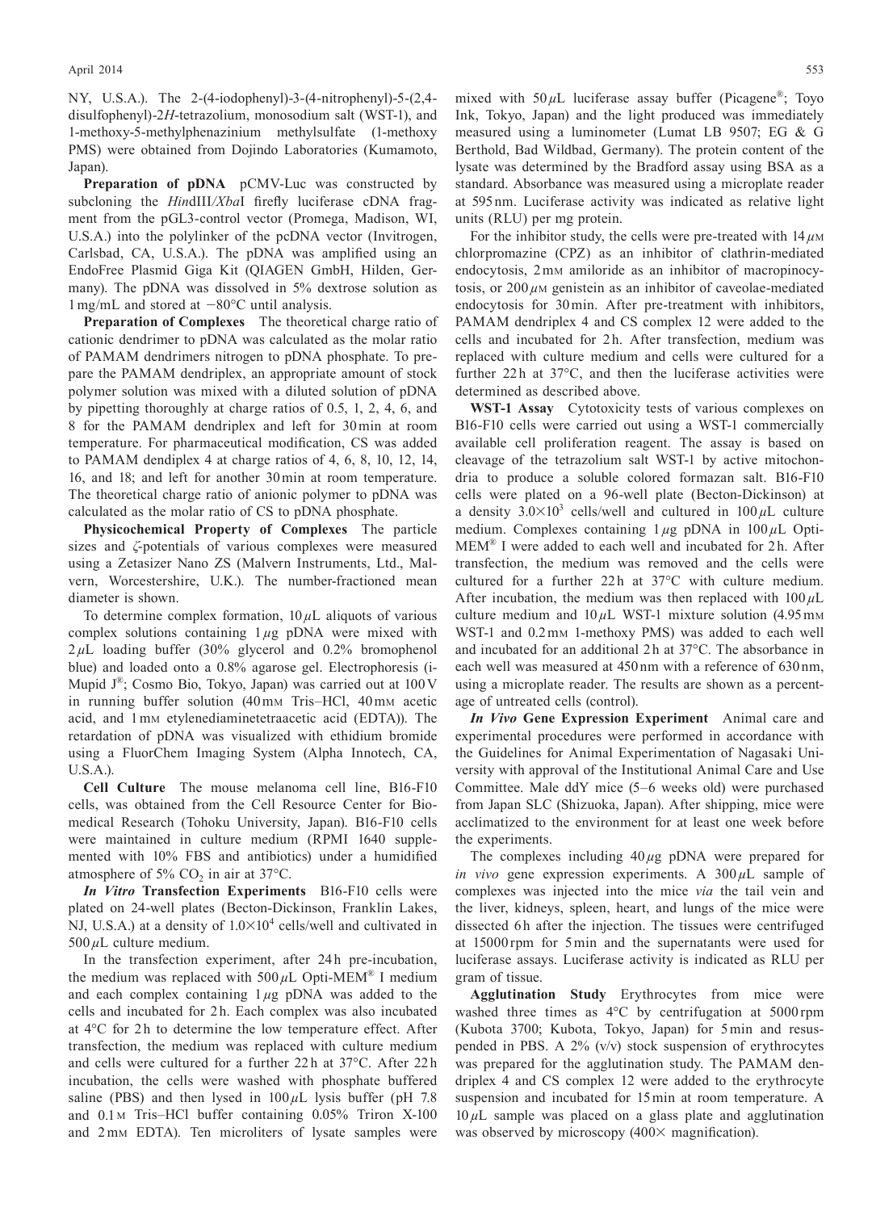NY, U.S.A.). The 2-(4-iodophenyl)-3-(4-nitrophenyl)-5-(2,4-disulfophenyl)-2*H*-tetrazolium, monosodium salt (WST-1), and 1-methoxy-5-methylphenazinium methylsulfate (1-methoxy PMS) were obtained from Dojindo Laboratories (Kumamoto, Japan).

**Preparation of pDNA** pCMV-Luc was constructed by subcloning the *Hin*dIII/*Xba*I firefly luciferase cDNA fragment from the pGL3-control vector (Promega, Madison, WI, U.S.A.) into the polylinker of the pcDNA vector (Invitrogen, Carlsbad, CA, U.S.A.). The pDNA was amplified using an EndoFree Plasmid Giga Kit (QIAGEN GmbH, Hilden, Germany). The pDNA was dissolved in 5% dextrose solution as 1 mg/mL and stored at −80°C until analysis.

**Preparation of Complexes** The theoretical charge ratio of cationic dendrimer to pDNA was calculated as the molar ratio of PAMAM dendrimers nitrogen to pDNA phosphate. To prepare the PAMAM dendriplex, an appropriate amount of stock polymer solution was mixed with a diluted solution of pDNA by pipetting thoroughly at charge ratios of 0.5, 1, 2, 4, 6, and 8 for the PAMAM dendriplex and left for 30 min at room temperature. For pharmaceutical modification, CS was added to PAMAM dendiplex 4 at charge ratios of 4, 6, 8, 10, 12, 14, 16, and 18; and left for another 30 min at room temperature. The theoretical charge ratio of anionic polymer to pDNA was calculated as the molar ratio of CS to pDNA phosphate.

**Physicochemical Property of Complexes** The particle sizes and ζ-potentials of various complexes were measured using a Zetasizer Nano ZS (Malvern Instruments, Ltd., Malvern, Worcestershire, U.K.). The number-fractioned mean diameter is shown.

To determine complex formation, 10 µL aliquots of various complex solutions containing 1 µg pDNA were mixed with 2 µL loading buffer (30% glycerol and 0.2% bromophenol blue) and loaded onto a 0.8% agarose gel. Electrophoresis (i-Mupid J®; Cosmo Bio, Tokyo, Japan) was carried out at 100 V in running buffer solution (40 mM Tris–HCl, 40 mM acetic acid, and 1 mM etylenediaminetetraacetic acid (EDTA)). The retardation of pDNA was visualized with ethidium bromide using a FluorChem Imaging System (Alpha Innotech, CA, U.S.A.).

**Cell Culture** The mouse melanoma cell line, B16-F10 cells, was obtained from the Cell Resource Center for Biomedical Research (Tohoku University, Japan). B16-F10 cells were maintained in culture medium (RPMI 1640 supplemented with 10% FBS and antibiotics) under a humidified atmosphere of 5% $CO_2$ in air at 37°C.

***In Vitro* Transfection Experiments** B16-F10 cells were plated on 24-well plates (Becton-Dickinson, Franklin Lakes, NJ, U.S.A.) at a density of $1.0\times10^4$ cells/well and cultivated in 500 µL culture medium.

In the transfection experiment, after 24 h pre-incubation, the medium was replaced with 500 µL Opti-MEM® I medium and each complex containing 1 µg pDNA was added to the cells and incubated for 2 h. Each complex was also incubated at 4°C for 2 h to determine the low temperature effect. After transfection, the medium was replaced with culture medium and cells were cultured for a further 22 h at 37°C. After 22 h incubation, the cells were washed with phosphate buffered saline (PBS) and then lysed in 100 µL lysis buffer (pH 7.8 and 0.1 M Tris–HCl buffer containing 0.05% Triron X-100 and 2 mM EDTA). Ten microliters of lysate samples were mixed with 50 µL luciferase assay buffer (Picagene®; Toyo Ink, Tokyo, Japan) and the light produced was immediately measured using a luminometer (Lumat LB 9507; EG & G Berthold, Bad Wildbad, Germany). The protein content of the lysate was determined by the Bradford assay using BSA as a standard. Absorbance was measured using a microplate reader at 595 nm. Luciferase activity was indicated as relative light units (RLU) per mg protein.

For the inhibitor study, the cells were pre-treated with 14 µM chlorpromazine (CPZ) as an inhibitor of clathrin-mediated endocytosis, 2 mM amiloride as an inhibitor of macropinocytosis, or 200 µM genistein as an inhibitor of caveolae-mediated endocytosis for 30 min. After pre-treatment with inhibitors, PAMAM dendriplex 4 and CS complex 12 were added to the cells and incubated for 2 h. After transfection, medium was replaced with culture medium and cells were cultured for a further 22 h at 37°C, and then the luciferase activities were determined as described above.

**WST-1 Assay** Cytotoxicity tests of various complexes on B16-F10 cells were carried out using a WST-1 commercially available cell proliferation reagent. The assay is based on cleavage of the tetrazolium salt WST-1 by active mitochondria to produce a soluble colored formazan salt. B16-F10 cells were plated on a 96-well plate (Becton-Dickinson) at a density $3.0\times10^3$ cells/well and cultured in 100 µL culture medium. Complexes containing 1 µg pDNA in 100 µL Opti-MEM® I were added to each well and incubated for 2 h. After transfection, the medium was removed and the cells were cultured for a further 22 h at 37°C with culture medium. After incubation, the medium was then replaced with 100 µL culture medium and 10 µL WST-1 mixture solution (4.95 mM WST-1 and 0.2 mM 1-methoxy PMS) was added to each well and incubated for an additional 2 h at 37°C. The absorbance in each well was measured at 450 nm with a reference of 630 nm, using a microplate reader. The results are shown as a percentage of untreated cells (control).

***In Vivo* Gene Expression Experiment** Animal care and experimental procedures were performed in accordance with the Guidelines for Animal Experimentation of Nagasaki University with approval of the Institutional Animal Care and Use Committee. Male ddY mice (5–6 weeks old) were purchased from Japan SLC (Shizuoka, Japan). After shipping, mice were acclimatized to the environment for at least one week before the experiments.

The complexes including 40 µg pDNA were prepared for *in vivo* gene expression experiments. A 300 µL sample of complexes was injected into the mice *via* the tail vein and the liver, kidneys, spleen, heart, and lungs of the mice were dissected 6 h after the injection. The tissues were centrifuged at 15000 rpm for 5 min and the supernatants were used for luciferase assays. Luciferase activity is indicated as RLU per gram of tissue.

**Agglutination Study** Erythrocytes from mice were washed three times as 4°C by centrifugation at 5000 rpm (Kubota 3700; Kubota, Tokyo, Japan) for 5 min and resuspended in PBS. A 2% (v/v) stock suspension of erythrocytes was prepared for the agglutination study. The PAMAM dendriplex 4 and CS complex 12 were added to the erythrocyte suspension and incubated for 15 min at room temperature. A 10 µL sample was placed on a glass plate and agglutination was observed by microscopy (400× magnification).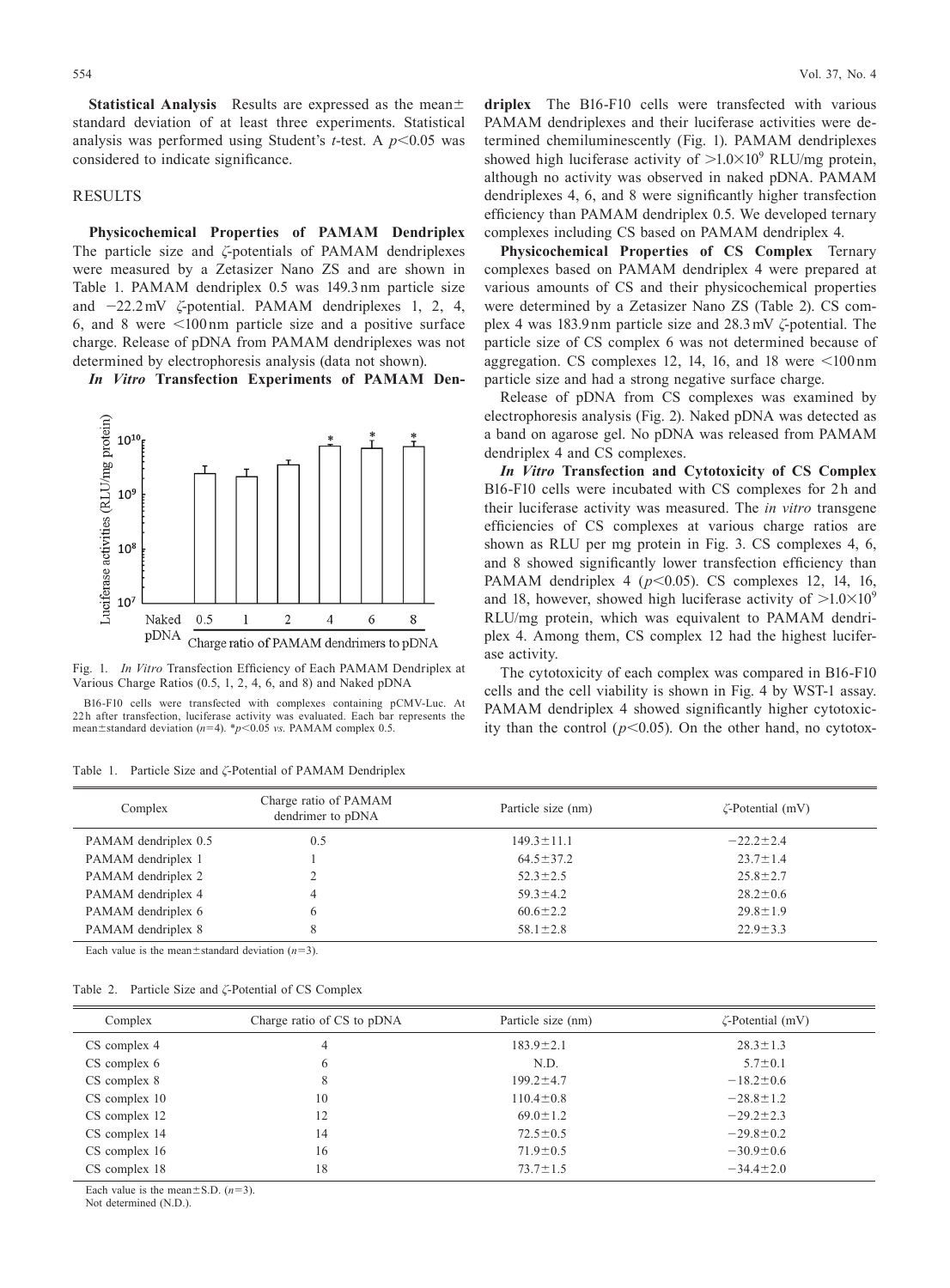**Statistical Analysis** Results are expressed as the mean± standard deviation of at least three experiments. Statistical analysis was performed using Student's *t*-test. A $p<0.05$ was considered to indicate significance.

## RESULTS

**Physicochemical Properties of PAMAM Dendriplex** The particle size and ζ-potentials of PAMAM dendriplexes were measured by a Zetasizer Nano ZS and are shown in Table 1. PAMAM dendriplex 0.5 was 149.3 nm particle size and −22.2 mV ζ-potential. PAMAM dendriplexes 1, 2, 4, 6, and 8 were <100 nm particle size and a positive surface charge. Release of pDNA from PAMAM dendriplexes was not determined by electrophoresis analysis (data not shown).

***In Vitro* Transfection Experiments of PAMAM Dendriplex** The B16-F10 cells were transfected with various PAMAM dendriplexes and their luciferase activities were determined chemiluminescently (Fig. 1). PAMAM dendriplexes showed high luciferase activity of $>1.0\times10^9$ RLU/mg protein, although no activity was observed in naked pDNA. PAMAM dendriplexes 4, 6, and 8 were significantly higher transfection efficiency than PAMAM dendriplex 0.5. We developed ternary complexes including CS based on PAMAM dendriplex 4.

Fig. 1. *In Vitro* Transfection Efficiency of Each PAMAM Dendriplex at Various Charge Ratios (0.5, 1, 2, 4, 6, and 8) and Naked pDNA

B16-F10 cells were transfected with complexes containing pCMV-Luc. At 22 h after transfection, luciferase activity was evaluated. Each bar represents the mean±standard deviation ($n=4$). $^*p<0.05$ *vs.* PAMAM complex 0.5.

**Physicochemical Properties of CS Complex** Ternary complexes based on PAMAM dendriplex 4 were prepared at various amounts of CS and their physicochemical properties were determined by a Zetasizer Nano ZS (Table 2). CS complex 4 was 183.9 nm particle size and 28.3 mV ζ-potential. The particle size of CS complex 6 was not determined because of aggregation. CS complexes 12, 14, 16, and 18 were <100 nm particle size and had a strong negative surface charge.

Release of pDNA from CS complexes was examined by electrophoresis analysis (Fig. 2). Naked pDNA was detected as a band on agarose gel. No pDNA was released from PAMAM dendriplex 4 and CS complexes.

***In Vitro* Transfection and Cytotoxicity of CS Complex** B16-F10 cells were incubated with CS complexes for 2 h and their luciferase activity was measured. The *in vitro* transgene efficiencies of CS complexes at various charge ratios are shown as RLU per mg protein in Fig. 3. CS complexes 4, 6, and 8 showed significantly lower transfection efficiency than PAMAM dendriplex 4 ($p<0.05$). CS complexes 12, 14, 16, and 18, however, showed high luciferase activity of $>1.0\times10^9$ RLU/mg protein, which was equivalent to PAMAM dendriplex 4. Among them, CS complex 12 had the highest luciferase activity.

The cytotoxicity of each complex was compared in B16-F10 cells and the cell viability is shown in Fig. 4 by WST-1 assay. PAMAM dendriplex 4 showed significantly higher cytotoxicity than the control ($p<0.05$). On the other hand, no cytotox-

Table 1. Particle Size and ζ-Potential of PAMAM Dendriplex

| Complex | Charge ratio of PAMAM dendrimer to pDNA | Particle size (nm) | ζ-Potential (mV) |
|---|---|---|---|
| PAMAM dendriplex 0.5 | 0.5 | 149.3±11.1 | −22.2±2.4 |
| PAMAM dendriplex 1 | 1 | 64.5±37.2 | 23.7±1.4 |
| PAMAM dendriplex 2 | 2 | 52.3±2.5 | 25.8±2.7 |
| PAMAM dendriplex 4 | 4 | 59.3±4.2 | 28.2±0.6 |
| PAMAM dendriplex 6 | 6 | 60.6±2.2 | 29.8±1.9 |
| PAMAM dendriplex 8 | 8 | 58.1±2.8 | 22.9±3.3 |

Each value is the mean±standard deviation ($n=3$).

Table 2. Particle Size and ζ-Potential of CS Complex

| Complex | Charge ratio of CS to pDNA | Particle size (nm) | ζ-Potential (mV) |
|---|---|---|---|
| CS complex 4 | 4 | 183.9±2.1 | 28.3±1.3 |
| CS complex 6 | 6 | N.D. | 5.7±0.1 |
| CS complex 8 | 8 | 199.2±4.7 | −18.2±0.6 |
| CS complex 10 | 10 | 110.4±0.8 | −28.8±1.2 |
| CS complex 12 | 12 | 69.0±1.2 | −29.2±2.3 |
| CS complex 14 | 14 | 72.5±0.5 | −29.8±0.2 |
| CS complex 16 | 16 | 71.9±0.5 | −30.9±0.6 |
| CS complex 18 | 18 | 73.7±1.5 | −34.4±2.0 |

Each value is the mean±S.D. ($n=3$).
Not determined (N.D.).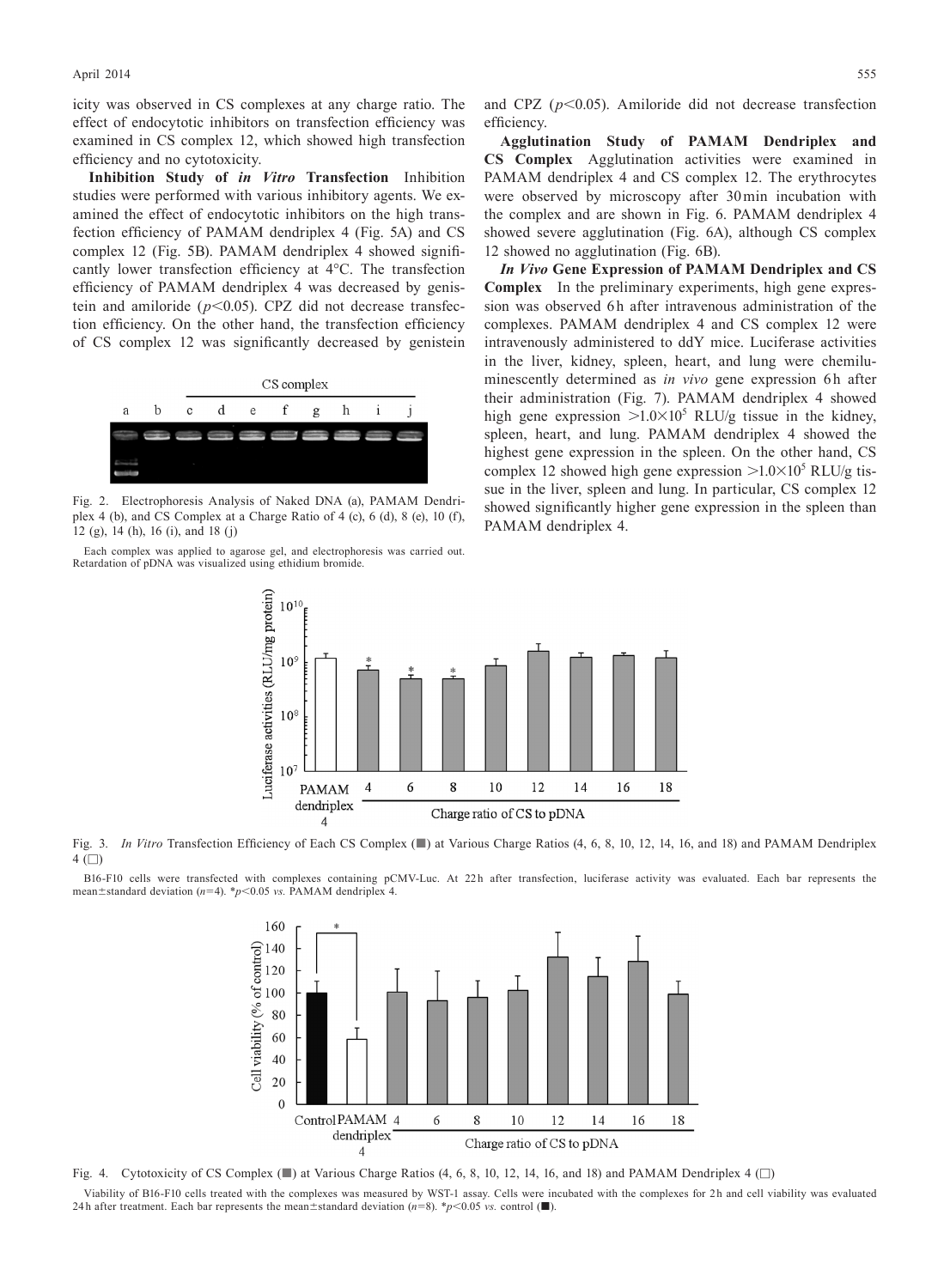icity was observed in CS complexes at any charge ratio. The effect of endocytotic inhibitors on transfection efficiency was examined in CS complex 12, which showed high transfection efficiency and no cytotoxicity.

**Inhibition Study of *in Vitro* Transfection** Inhibition studies were performed with various inhibitory agents. We examined the effect of endocytotic inhibitors on the high transfection efficiency of PAMAM dendriplex 4 (Fig. 5A) and CS complex 12 (Fig. 5B). PAMAM dendriplex 4 showed significantly lower transfection efficiency at 4°C. The transfection efficiency of PAMAM dendriplex 4 was decreased by genistein and amiloride ($p<0.05$). CPZ did not decrease transfection efficiency. On the other hand, the transfection efficiency of CS complex 12 was significantly decreased by genistein and CPZ ($p<0.05$). Amiloride did not decrease transfection efficiency.

**Agglutination Study of PAMAM Dendriplex and CS Complex** Agglutination activities were examined in PAMAM dendriplex 4 and CS complex 12. The erythrocytes were observed by microscopy after 30 min incubation with the complex and are shown in Fig. 6. PAMAM dendriplex 4 showed severe agglutination (Fig. 6A), although CS complex 12 showed no agglutination (Fig. 6B).

***In Vivo* Gene Expression of PAMAM Dendriplex and CS Complex** In the preliminary experiments, high gene expression was observed 6 h after intravenous administration of the complexes. PAMAM dendriplex 4 and CS complex 12 were intravenously administered to ddY mice. Luciferase activities in the liver, kidney, spleen, heart, and lung were chemiluminescently determined as *in vivo* gene expression 6 h after their administration (Fig. 7). PAMAM dendriplex 4 showed high gene expression $>1.0\times10^5$ RLU/g tissue in the kidney, spleen, heart, and lung. PAMAM dendriplex 4 showed the highest gene expression in the spleen. On the other hand, CS complex 12 showed high gene expression $>1.0\times10^5$ RLU/g tissue in the liver, spleen and lung. In particular, CS complex 12 showed significantly higher gene expression in the spleen than PAMAM dendriplex 4.

Fig. 2. Electrophoresis Analysis of Naked DNA (a), PAMAM Dendriplex 4 (b), and CS Complex at a Charge Ratio of 4 (c), 6 (d), 8 (e), 10 (f), 12 (g), 14 (h), 16 (i), and 18 (j)

Each complex was applied to agarose gel, and electrophoresis was carried out. Retardation of pDNA was visualized using ethidium bromide.

Fig. 3. *In Vitro* Transfection Efficiency of Each CS Complex (■) at Various Charge Ratios (4, 6, 8, 10, 12, 14, 16, and 18) and PAMAM Dendriplex 4 (□)

B16-F10 cells were transfected with complexes containing pCMV-Luc. At 22 h after transfection, luciferase activity was evaluated. Each bar represents the mean±standard deviation ($n=4$). *$p<0.05$ *vs.* PAMAM dendriplex 4.

Fig. 4. Cytotoxicity of CS Complex (■) at Various Charge Ratios (4, 6, 8, 10, 12, 14, 16, and 18) and PAMAM Dendriplex 4 (□)

Viability of B16-F10 cells treated with the complexes was measured by WST-1 assay. Cells were incubated with the complexes for 2 h and cell viability was evaluated 24 h after treatment. Each bar represents the mean±standard deviation ($n=8$). *$p<0.05$ *vs.* control (■).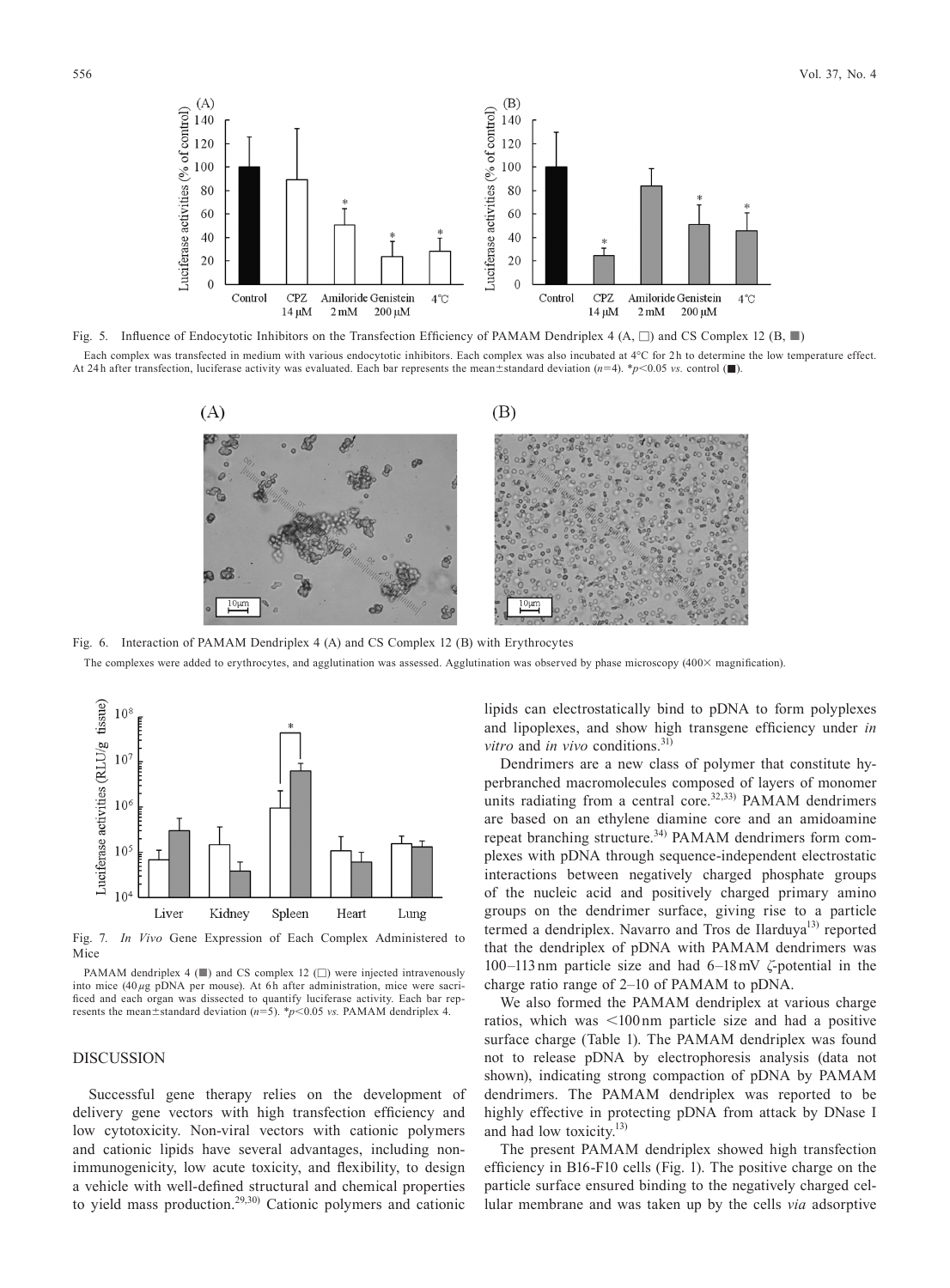Fig. 5. Influence of Endocytotic Inhibitors on the Transfection Efficiency of PAMAM Dendriplex 4 (A, □) and CS Complex 12 (B, ■)

Each complex was transfected in medium with various endocytotic inhibitors. Each complex was also incubated at 4°C for 2 h to determine the low temperature effect. At 24 h after transfection, luciferase activity was evaluated. Each bar represents the mean±standard deviation ($n$=4). * $p$<0.05 *vs.* control (■).

Fig. 6. Interaction of PAMAM Dendriplex 4 (A) and CS Complex 12 (B) with Erythrocytes

The complexes were added to erythrocytes, and agglutination was assessed. Agglutination was observed by phase microscopy (400× magnification).

Fig. 7. *In Vivo* Gene Expression of Each Complex Administered to Mice

PAMAM dendriplex 4 (■) and CS complex 12 (□) were injected intravenously into mice (40 $\mu$g pDNA per mouse). At 6 h after administration, mice were sacrificed and each organ was dissected to quantify luciferase activity. Each bar represents the mean±standard deviation ($n$=5). * $p$<0.05 *vs.* PAMAM dendriplex 4.

## DISCUSSION

Successful gene therapy relies on the development of delivery gene vectors with high transfection efficiency and low cytotoxicity. Non-viral vectors with cationic polymers and cationic lipids have several advantages, including non-immunogenicity, low acute toxicity, and flexibility, to design a vehicle with well-defined structural and chemical properties to yield mass production.[29,30] Cationic polymers and cationic lipids can electrostatically bind to pDNA to form polyplexes and lipoplexes, and show high transgene efficiency under *in vitro* and *in vivo* conditions.[31]

Dendrimers are a new class of polymer that constitute hyperbranched macromolecules composed of layers of monomer units radiating from a central core.[32,33] PAMAM dendrimers are based on an ethylene diamine core and an amidoamine repeat branching structure.[34] PAMAM dendrimers form complexes with pDNA through sequence-independent electrostatic interactions between negatively charged phosphate groups of the nucleic acid and positively charged primary amino groups on the dendrimer surface, giving rise to a particle termed a dendriplex. Navarro and Tros de Ilarduya[13] reported that the dendriplex of pDNA with PAMAM dendrimers was 100–113 nm particle size and had 6–18 mV $\zeta$-potential in the charge ratio range of 2–10 of PAMAM to pDNA.

We also formed the PAMAM dendriplex at various charge ratios, which was <100 nm particle size and had a positive surface charge (Table 1). The PAMAM dendriplex was found not to release pDNA by electrophoresis analysis (data not shown), indicating strong compaction of pDNA by PAMAM dendrimers. The PAMAM dendriplex was reported to be highly effective in protecting pDNA from attack by DNase I and had low toxicity.[13]

The present PAMAM dendriplex showed high transfection efficiency in B16-F10 cells (Fig. 1). The positive charge on the particle surface ensured binding to the negatively charged cellular membrane and was taken up by the cells *via* adsorptive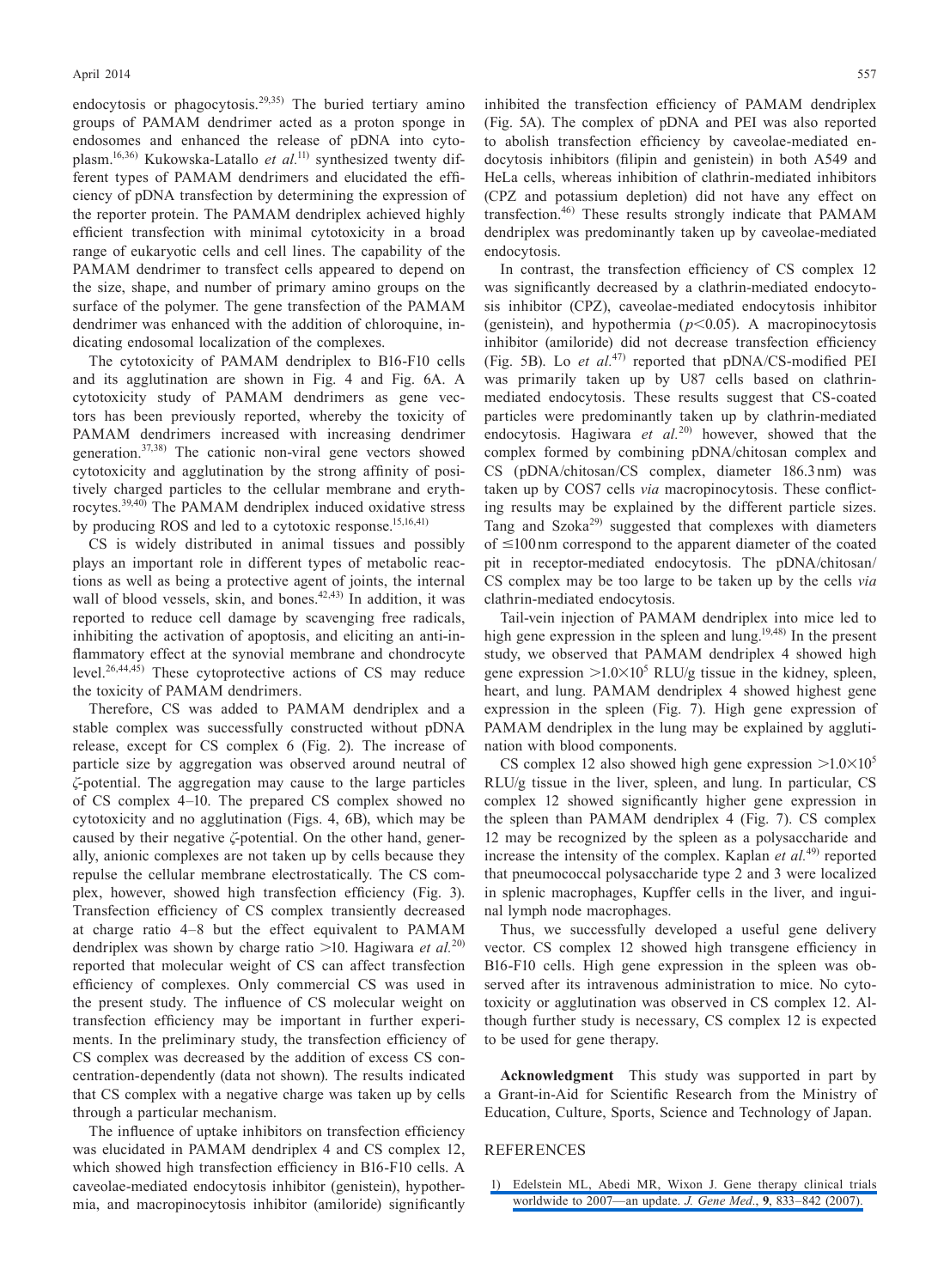endocytosis or phagocytosis.[29,35] The buried tertiary amino groups of PAMAM dendrimer acted as a proton sponge in endosomes and enhanced the release of pDNA into cytoplasm.[16,36] Kukowska-Latallo *et al.*[11] synthesized twenty different types of PAMAM dendrimers and elucidated the efficiency of pDNA transfection by determining the expression of the reporter protein. The PAMAM dendriplex achieved highly efficient transfection with minimal cytotoxicity in a broad range of eukaryotic cells and cell lines. The capability of the PAMAM dendrimer to transfect cells appeared to depend on the size, shape, and number of primary amino groups on the surface of the polymer. The gene transfection of the PAMAM dendrimer was enhanced with the addition of chloroquine, indicating endosomal localization of the complexes.

The cytotoxicity of PAMAM dendriplex to B16-F10 cells and its agglutination are shown in Fig. 4 and Fig. 6A. A cytotoxicity study of PAMAM dendrimers as gene vectors has been previously reported, whereby the toxicity of PAMAM dendrimers increased with increasing dendrimer generation.[37,38] The cationic non-viral gene vectors showed cytotoxicity and agglutination by the strong affinity of positively charged particles to the cellular membrane and erythrocytes.[39,40] The PAMAM dendriplex induced oxidative stress by producing ROS and led to a cytotoxic response.[15,16,41]

CS is widely distributed in animal tissues and possibly plays an important role in different types of metabolic reactions as well as being a protective agent of joints, the internal wall of blood vessels, skin, and bones.[42,43] In addition, it was reported to reduce cell damage by scavenging free radicals, inhibiting the activation of apoptosis, and eliciting an anti-inflammatory effect at the synovial membrane and chondrocyte level.[26,44,45] These cytoprotective actions of CS may reduce the toxicity of PAMAM dendrimers.

Therefore, CS was added to PAMAM dendriplex and a stable complex was successfully constructed without pDNA release, except for CS complex 6 (Fig. 2). The increase of particle size by aggregation was observed around neutral of $\zeta$-potential. The aggregation may cause to the large particles of CS complex 4–10. The prepared CS complex showed no cytotoxicity and no agglutination (Figs. 4, 6B), which may be caused by their negative $\zeta$-potential. On the other hand, generally, anionic complexes are not taken up by cells because they repulse the cellular membrane electrostatically. The CS complex, however, showed high transfection efficiency (Fig. 3). Transfection efficiency of CS complex transiently decreased at charge ratio 4–8 but the effect equivalent to PAMAM dendriplex was shown by charge ratio >10. Hagiwara *et al.*[20] reported that molecular weight of CS can affect transfection efficiency of complexes. Only commercial CS was used in the present study. The influence of CS molecular weight on transfection efficiency may be important in further experiments. In the preliminary study, the transfection efficiency of CS complex was decreased by the addition of excess CS concentration-dependently (data not shown). The results indicated that CS complex with a negative charge was taken up by cells through a particular mechanism.

The influence of uptake inhibitors on transfection efficiency was elucidated in PAMAM dendriplex 4 and CS complex 12, which showed high transfection efficiency in B16-F10 cells. A caveolae-mediated endocytosis inhibitor (genistein), hypothermia, and macropinocytosis inhibitor (amiloride) significantly inhibited the transfection efficiency of PAMAM dendriplex (Fig. 5A). The complex of pDNA and PEI was also reported to abolish transfection efficiency by caveolae-mediated endocytosis inhibitors (filipin and genistein) in both A549 and HeLa cells, whereas inhibition of clathrin-mediated inhibitors (CPZ and potassium depletion) did not have any effect on transfection.[46] These results strongly indicate that PAMAM dendriplex was predominantly taken up by caveolae-mediated endocytosis.

In contrast, the transfection efficiency of CS complex 12 was significantly decreased by a clathrin-mediated endocytosis inhibitor (CPZ), caveolae-mediated endocytosis inhibitor (genistein), and hypothermia ($p<0.05$). A macropinocytosis inhibitor (amiloride) did not decrease transfection efficiency (Fig. 5B). Lo *et al.*[47] reported that pDNA/CS-modified PEI was primarily taken up by U87 cells based on clathrin-mediated endocytosis. These results suggest that CS-coated particles were predominantly taken up by clathrin-mediated endocytosis. Hagiwara *et al.*[20] however, showed that the complex formed by combining pDNA/chitosan complex and CS (pDNA/chitosan/CS complex, diameter 186.3 nm) was taken up by COS7 cells *via* macropinocytosis. These conflicting results may be explained by the different particle sizes. Tang and Szoka[29] suggested that complexes with diameters of ≤100 nm correspond to the apparent diameter of the coated pit in receptor-mediated endocytosis. The pDNA/chitosan/CS complex may be too large to be taken up by the cells *via* clathrin-mediated endocytosis.

Tail-vein injection of PAMAM dendriplex into mice led to high gene expression in the spleen and lung.[19,48] In the present study, we observed that PAMAM dendriplex 4 showed high gene expression $>1.0\times10^5$ RLU/g tissue in the kidney, spleen, heart, and lung. PAMAM dendriplex 4 showed highest gene expression in the spleen (Fig. 7). High gene expression of PAMAM dendriplex in the lung may be explained by agglutination with blood components.

CS complex 12 also showed high gene expression $>1.0\times10^5$ RLU/g tissue in the liver, spleen, and lung. In particular, CS complex 12 showed significantly higher gene expression in the spleen than PAMAM dendriplex 4 (Fig. 7). CS complex 12 may be recognized by the spleen as a polysaccharide and increase the intensity of the complex. Kaplan *et al.*[49] reported that pneumococcal polysaccharide type 2 and 3 were localized in splenic macrophages, Kupffer cells in the liver, and inguinal lymph node macrophages.

Thus, we successfully developed a useful gene delivery vector. CS complex 12 showed high transgene efficiency in B16-F10 cells. High gene expression in the spleen was observed after its intravenous administration to mice. No cytotoxicity or agglutination was observed in CS complex 12. Although further study is necessary, CS complex 12 is expected to be used for gene therapy.

**Acknowledgment** This study was supported in part by a Grant-in-Aid for Scientific Research from the Ministry of Education, Culture, Sports, Science and Technology of Japan.

## REFERENCES

1) Edelstein ML, Abedi MR, Wixon J. Gene therapy clinical trials worldwide to 2007—an update. *J. Gene Med.*, **9**, 833–842 (2007).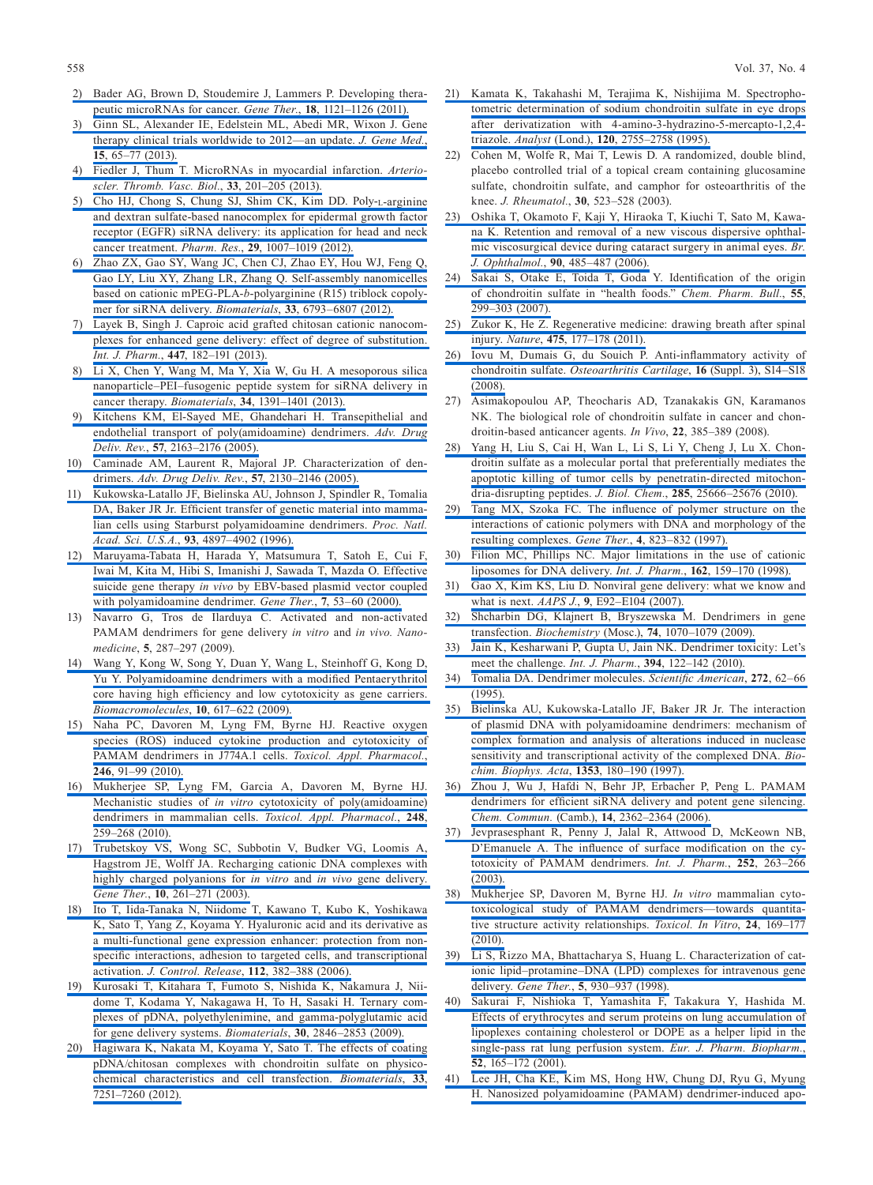2) Bader AG, Brown D, Stoudemire J, Lammers P. Developing therapeutic microRNAs for cancer. *Gene Ther.*, **18**, 1121–1126 (2011).
3) Ginn SL, Alexander IE, Edelstein ML, Abedi MR, Wixon J. Gene therapy clinical trials worldwide to 2012—an update. *J. Gene Med.*, **15**, 65–77 (2013).
4) Fiedler J, Thum T. MicroRNAs in myocardial infarction. *Arterioscler. Thromb. Vasc. Biol.*, **33**, 201–205 (2013).
5) Cho HJ, Chong S, Chung SJ, Shim CK, Kim DD. Poly-L-arginine and dextran sulfate-based nanocomplex for epidermal growth factor receptor (EGFR) siRNA delivery: its application for head and neck cancer treatment. *Pharm. Res.*, **29**, 1007–1019 (2012).
6) Zhao ZX, Gao SY, Wang JC, Chen CJ, Zhao EY, Hou WJ, Feng Q, Gao LY, Liu XY, Zhang LR, Zhang Q. Self-assembly nanomicelles based on cationic mPEG-PLA-*b*-polyarginine (R15) triblock copolymer for siRNA delivery. *Biomaterials*, **33**, 6793–6807 (2012).
7) Layek B, Singh J. Caproic acid grafted chitosan cationic nanocomplexes for enhanced gene delivery: effect of degree of substitution. *Int. J. Pharm.*, **447**, 182–191 (2013).
8) Li X, Chen Y, Wang M, Ma Y, Xia W, Gu H. A mesoporous silica nanoparticle–PEI–fusogenic peptide system for siRNA delivery in cancer therapy. *Biomaterials*, **34**, 1391–1401 (2013).
9) Kitchens KM, El-Sayed ME, Ghandehari H. Transepithelial and endothelial transport of poly(amidoamine) dendrimers. *Adv. Drug Deliv. Rev.*, **57**, 2163–2176 (2005).
10) Caminade AM, Laurent R, Majoral JP. Characterization of dendrimers. *Adv. Drug Deliv. Rev.*, **57**, 2130–2146 (2005).
11) Kukowska-Latallo JF, Bielinska AU, Johnson J, Spindler R, Tomalia DA, Baker JR Jr. Efficient transfer of genetic material into mammalian cells using Starburst polyamidoamine dendrimers. *Proc. Natl. Acad. Sci. U.S.A.*, **93**, 4897–4902 (1996).
12) Maruyama-Tabata H, Harada Y, Matsumura T, Satoh E, Cui F, Iwai M, Kita M, Hibi S, Imanishi J, Sawada T, Mazda O. Effective suicide gene therapy *in vivo* by EBV-based plasmid vector coupled with polyamidoamine dendrimer. *Gene Ther.*, **7**, 53–60 (2000).
13) Navarro G, Tros de Ilarduya C. Activated and non-activated PAMAM dendrimers for gene delivery *in vitro* and *in vivo*. *Nanomedicine*, **5**, 287–297 (2009).
14) Wang Y, Kong W, Song Y, Duan Y, Wang L, Steinhoff G, Kong D, Yu Y. Polyamidoamine dendrimers with a modified Pentaerythritol core having high efficiency and low cytotoxicity as gene carriers. *Biomacromolecules*, **10**, 617–622 (2009).
15) Naha PC, Davoren M, Lyng FM, Byrne HJ. Reactive oxygen species (ROS) induced cytokine production and cytotoxicity of PAMAM dendrimers in J774A.1 cells. *Toxicol. Appl. Pharmacol.*, **246**, 91–99 (2010).
16) Mukherjee SP, Lyng FM, Garcia A, Davoren M, Byrne HJ. Mechanistic studies of *in vitro* cytotoxicity of poly(amidoamine) dendrimers in mammalian cells. *Toxicol. Appl. Pharmacol.*, **248**, 259–268 (2010).
17) Trubetskoy VS, Wong SC, Subbotin V, Budker VG, Loomis A, Hagstrom JE, Wolff JA. Recharging cationic DNA complexes with highly charged polyanions for *in vitro* and *in vivo* gene delivery. *Gene Ther.*, **10**, 261–271 (2003).
18) Ito T, Iida-Tanaka N, Niidome T, Kawano T, Kubo K, Yoshikawa K, Sato T, Yang Z, Koyama Y. Hyaluronic acid and its derivative as a multi-functional gene expression enhancer: protection from non-specific interactions, adhesion to targeted cells, and transcriptional activation. *J. Control. Release*, **112**, 382–388 (2006).
19) Kurosaki T, Kitahara T, Fumoto S, Nishida K, Nakamura J, Niidome T, Kodama Y, Nakagawa H, To H, Sasaki H. Ternary complexes of pDNA, polyethylenimine, and gamma-polyglutamic acid for gene delivery systems. *Biomaterials*, **30**, 2846–2853 (2009).
20) Hagiwara K, Nakata M, Koyama Y, Sato T. The effects of coating pDNA/chitosan complexes with chondroitin sulfate on physicochemical characteristics and cell transfection. *Biomaterials*, **33**, 7251–7260 (2012).
21) Kamata K, Takahashi M, Terajima K, Nishijima M. Spectrophotometric determination of sodium chondroitin sulfate in eye drops after derivatization with 4-amino-3-hydrazino-5-mercapto-1,2,4-triazole. *Analyst* (Lond.), **120**, 2755–2758 (1995).
22) Cohen M, Wolfe R, Mai T, Lewis D. A randomized, double blind, placebo controlled trial of a topical cream containing glucosamine sulfate, chondroitin sulfate, and camphor for osteoarthritis of the knee. *J. Rheumatol.*, **30**, 523–528 (2003).
23) Oshika T, Okamoto F, Kaji Y, Hiraoka T, Kiuchi T, Sato M, Kawana K. Retention and removal of a new viscous dispersive ophthalmic viscosurgical device during cataract surgery in animal eyes. *Br. J. Ophthalmol.*, **90**, 485–487 (2006).
24) Sakai S, Otake E, Toida T, Goda Y. Identification of the origin of chondroitin sulfate in "health foods." *Chem. Pharm. Bull.*, **55**, 299–303 (2007).
25) Zukor K, He Z. Regenerative medicine: drawing breath after spinal injury. *Nature*, **475**, 177–178 (2011).
26) Iovu M, Dumais G, du Souich P. Anti-inflammatory activity of chondroitin sulfate. *Osteoarthritis Cartilage*, **16** (Suppl. 3), S14–S18 (2008).
27) Asimakopoulou AP, Theocharis AD, Tzanakakis GN, Karamanos NK. The biological role of chondroitin sulfate in cancer and chondroitin-based anticancer agents. *In Vivo*, **22**, 385–389 (2008).
28) Yang H, Liu S, Cai H, Wan L, Li S, Li Y, Cheng J, Lu X. Chondroitin sulfate as a molecular portal that preferentially mediates the apoptotic killing of tumor cells by penetratin-directed mitochondria-disrupting peptides. *J. Biol. Chem.*, **285**, 25666–25676 (2010).
29) Tang MX, Szoka FC. The influence of polymer structure on the interactions of cationic polymers with DNA and morphology of the resulting complexes. *Gene Ther.*, **4**, 823–832 (1997).
30) Filion MC, Phillips NC. Major limitations in the use of cationic liposomes for DNA delivery. *Int. J. Pharm.*, **162**, 159–170 (1998).
31) Gao X, Kim KS, Liu D. Nonviral gene delivery: what we know and what is next. *AAPS J.*, **9**, E92–E104 (2007).
32) Shcharbin DG, Klajnert B, Bryszewska M. Dendrimers in gene transfection. *Biochemistry* (Mosc.), **74**, 1070–1079 (2009).
33) Jain K, Kesharwani P, Gupta U, Jain NK. Dendrimer toxicity: Let's meet the challenge. *Int. J. Pharm.*, **394**, 122–142 (2010).
34) Tomalia DA. Dendrimer molecules. *Scientific American*, **272**, 62–66 (1995).
35) Bielinska AU, Kukowska-Latallo JF, Baker JR Jr. The interaction of plasmid DNA with polyamidoamine dendrimers: mechanism of complex formation and analysis of alterations induced in nuclease sensitivity and transcriptional activity of the complexed DNA. *Biochim. Biophys. Acta*, **1353**, 180–190 (1997).
36) Zhou J, Wu J, Hafdi N, Behr JP, Erbacher P, Peng L. PAMAM dendrimers for efficient siRNA delivery and potent gene silencing. *Chem. Commun.* (Camb.), **14**, 2362–2364 (2006).
37) Jevprasesphant R, Penny J, Jalal R, Attwood D, McKeown NB, D'Emanuele A. The influence of surface modification on the cytotoxicity of PAMAM dendrimers. *Int. J. Pharm.*, **252**, 263–266 (2003).
38) Mukherjee SP, Davoren M, Byrne HJ. *In vitro* mammalian cytotoxicological study of PAMAM dendrimers—towards quantitative structure activity relationships. *Toxicol. In Vitro*, **24**, 169–177 (2010).
39) Li S, Rizzo MA, Bhattacharya S, Huang L. Characterization of cationic lipid–protamine–DNA (LPD) complexes for intravenous gene delivery. *Gene Ther.*, **5**, 930–937 (1998).
40) Sakurai F, Nishioka T, Yamashita F, Takakura Y, Hashida M. Effects of erythrocytes and serum proteins on lung accumulation of lipoplexes containing cholesterol or DOPE as a helper lipid in the single-pass rat lung perfusion system. *Eur. J. Pharm. Biopharm.*, **52**, 165–172 (2001).
41) Lee JH, Cha KE, Kim MS, Hong HW, Chung DJ, Ryu G, Myung H. Nanosized polyamidoamine (PAMAM) dendrimer-induced apo-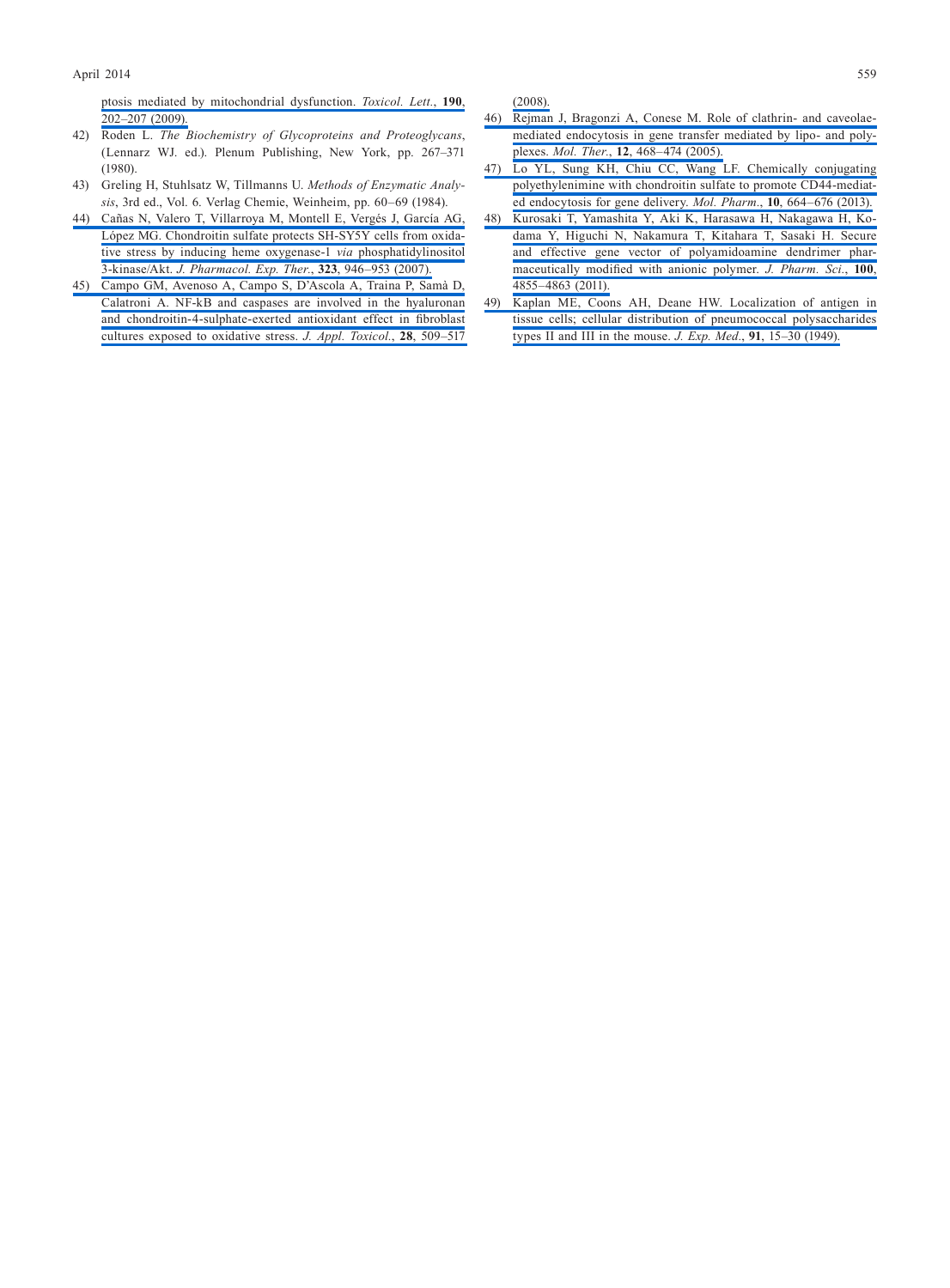ptosis mediated by mitochondrial dysfunction. *Toxicol. Lett.*, **190**, 202–207 (2009).

42) Roden L. *The Biochemistry of Glycoproteins and Proteoglycans*, (Lennarz WJ. ed.). Plenum Publishing, New York, pp. 267–371 (1980).
43) Greling H, Stuhlsatz W, Tillmanns U. *Methods of Enzymatic Analysis*, 3rd ed., Vol. 6. Verlag Chemie, Weinheim, pp. 60–69 (1984).
44) Cañas N, Valero T, Villarroya M, Montell E, Vergés J, García AG, López MG. Chondroitin sulfate protects SH-SY5Y cells from oxidative stress by inducing heme oxygenase-1 *via* phosphatidylinositol 3-kinase/Akt. *J. Pharmacol. Exp. Ther.*, **323**, 946–953 (2007).
45) Campo GM, Avenoso A, Campo S, D'Ascola A, Traina P, Samà D, Calatroni A. NF-kB and caspases are involved in the hyaluronan and chondroitin-4-sulphate-exerted antioxidant effect in fibroblast cultures exposed to oxidative stress. *J. Appl. Toxicol.*, **28**, 509–517 (2008).
46) Rejman J, Bragonzi A, Conese M. Role of clathrin- and caveolae-mediated endocytosis in gene transfer mediated by lipo- and polyplexes. *Mol. Ther.*, **12**, 468–474 (2005).
47) Lo YL, Sung KH, Chiu CC, Wang LF. Chemically conjugating polyethylenimine with chondroitin sulfate to promote CD44-mediated endocytosis for gene delivery. *Mol. Pharm.*, **10**, 664–676 (2013).
48) Kurosaki T, Yamashita Y, Aki K, Harasawa H, Nakagawa H, Kodama Y, Higuchi N, Nakamura T, Kitahara T, Sasaki H. Secure and effective gene vector of polyamidoamine dendrimer pharmaceutically modified with anionic polymer. *J. Pharm. Sci.*, **100**, 4855–4863 (2011).
49) Kaplan ME, Coons AH, Deane HW. Localization of antigen in tissue cells; cellular distribution of pneumococcal polysaccharides types II and III in the mouse. *J. Exp. Med.*, **91**, 15–30 (1949).